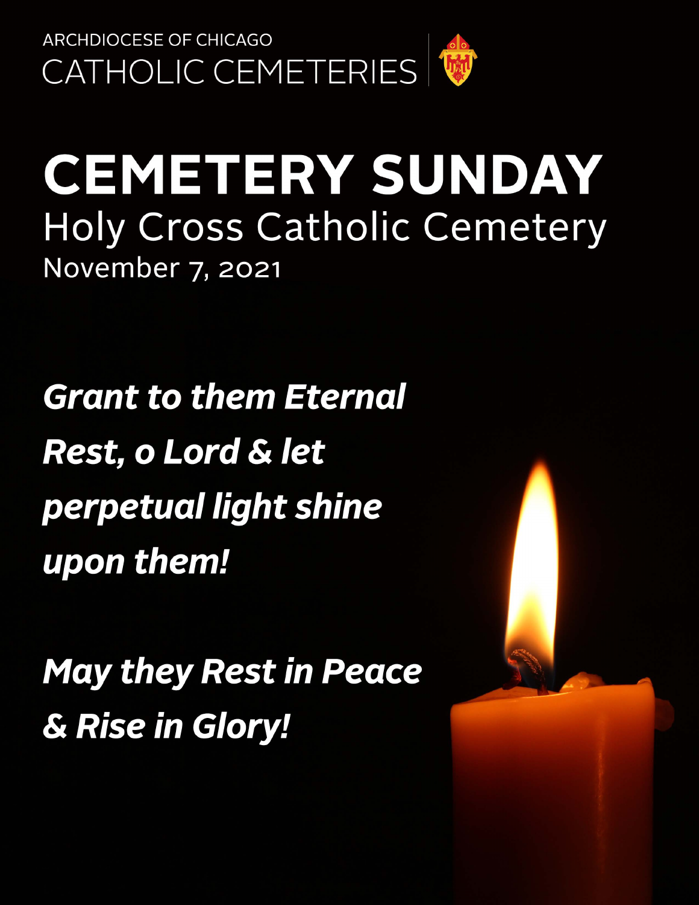ARCHDIOCESE OF CHICAGO

CATHOLIC CEMETERIES

# CEMETERY SUNDAY

## Holy Cross Catholic Cemetery

November 7, 2021

***Grant to them Eternal Rest, o Lord & let perpetual light shine upon them!***

***May they Rest in Peace & Rise in Glory!***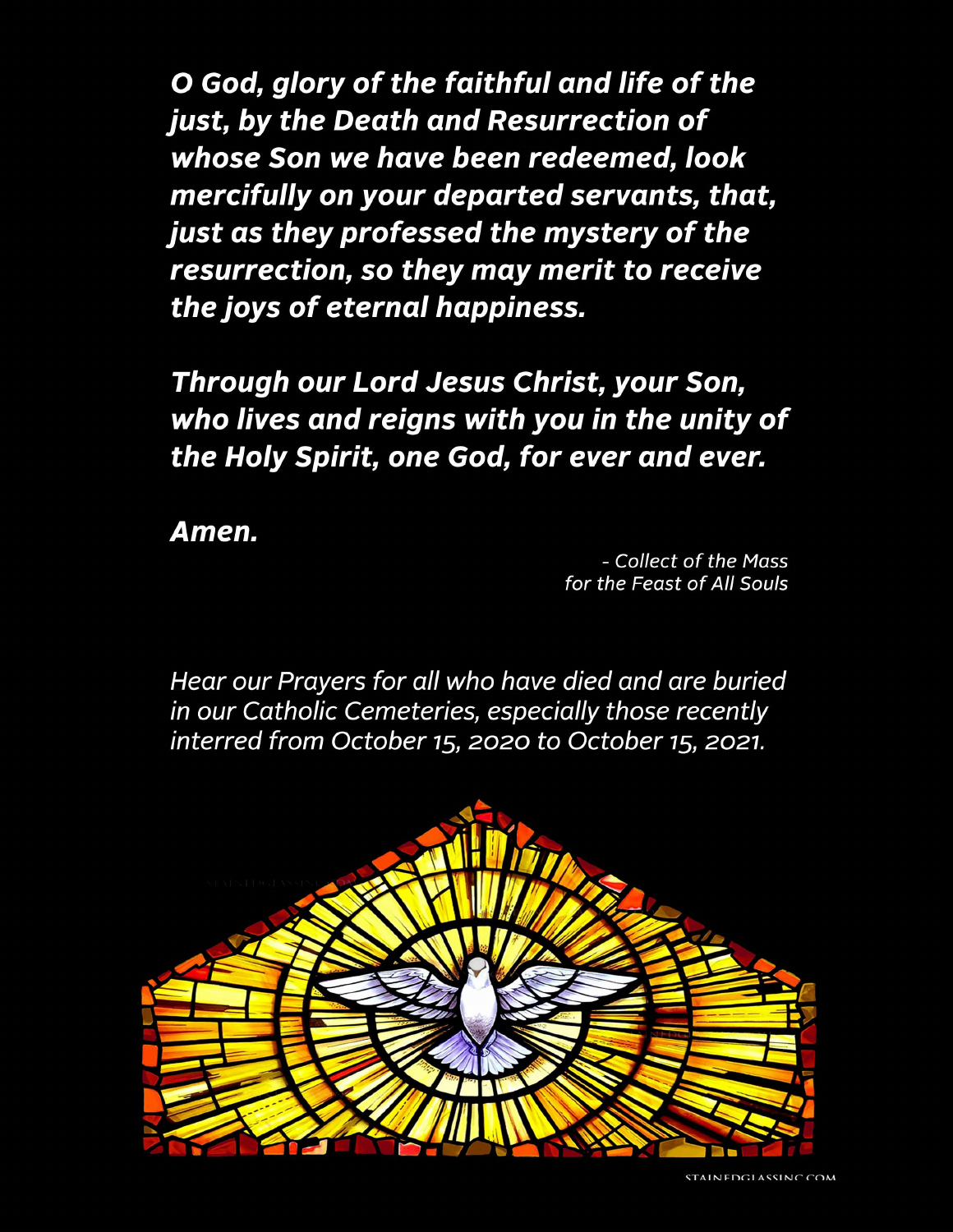***O God, glory of the faithful and life of the just, by the Death and Resurrection of whose Son we have been redeemed, look mercifully on your departed servants, that, just as they professed the mystery of the resurrection, so they may merit to receive the joys of eternal happiness.***

***Through our Lord Jesus Christ, your Son, who lives and reigns with you in the unity of the Holy Spirit, one God, for ever and ever.***

***Amen.***

*- Collect of the Mass for the Feast of All Souls*

*Hear our Prayers for all who have died and are buried in our Catholic Cemeteries, especially those recently interred from October 15, 2020 to October 15, 2021.*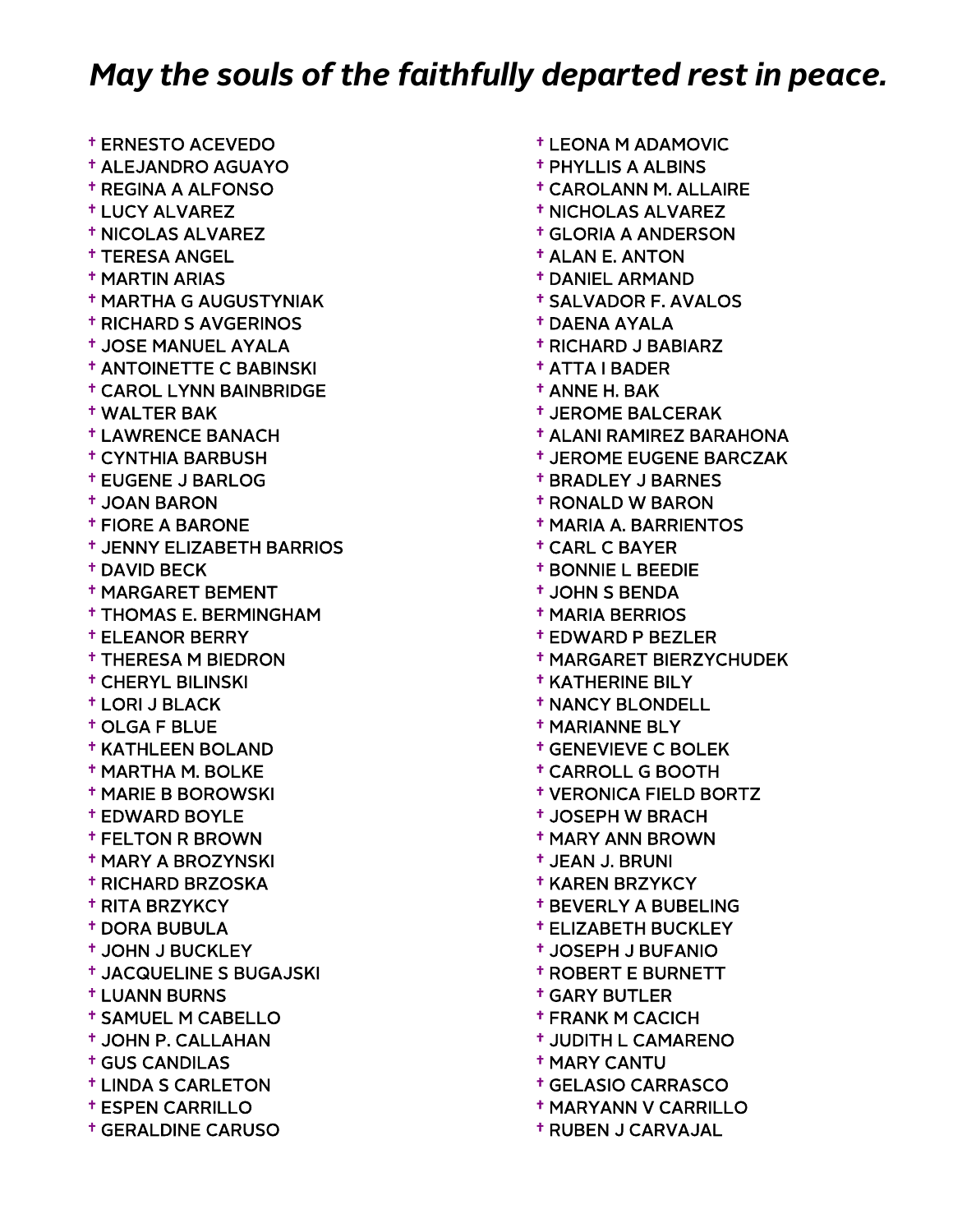## *May the souls of the faithfully departed rest in peace.*

- † ERNESTO ACEVEDO
- † ALEJANDRO AGUAYO
- † REGINA A ALFONSO
- † LUCY ALVAREZ
- † NICOLAS ALVAREZ
- † TERESA ANGEL
- † MARTIN ARIAS
- † MARTHA G AUGUSTYNIAK
- † RICHARD S AVGERINOS
- † JOSE MANUEL AYALA
- † ANTOINETTE C BABINSKI
- † CAROL LYNN BAINBRIDGE
- † WALTER BAK
- † LAWRENCE BANACH
- † CYNTHIA BARBUSH
- † EUGENE J BARLOG
- † JOAN BARON
- † FIORE A BARONE
- † JENNY ELIZABETH BARRIOS
- † DAVID BECK
- † MARGARET BEMENT
- † THOMAS E. BERMINGHAM
- † ELEANOR BERRY
- † THERESA M BIEDRON
- † CHERYL BILINSKI
- † LORI J BLACK
- † OLGA F BLUE
- † KATHLEEN BOLAND
- † MARTHA M. BOLKE
- † MARIE B BOROWSKI
- † EDWARD BOYLE
- † FELTON R BROWN
- † MARY A BROZYNSKI
- † RICHARD BRZOSKA
- † RITA BRZYKCY
- † DORA BUBULA
- † JOHN J BUCKLEY
- † JACQUELINE S BUGAJSKI
- † LUANN BURNS
- † SAMUEL M CABELLO
- † JOHN P. CALLAHAN
- † GUS CANDILAS
- † LINDA S CARLETON
- † ESPEN CARRILLO
- † GERALDINE CARUSO
- † LEONA M ADAMOVIC
- † PHYLLIS A ALBINS
- † CAROLANN M. ALLAIRE
- † NICHOLAS ALVAREZ
- † GLORIA A ANDERSON
- † ALAN E. ANTON
- † DANIEL ARMAND
- † SALVADOR F. AVALOS
- † DAENA AYALA
- † RICHARD J BABIARZ
- † ATTA I BADER
- † ANNE H. BAK
- † JEROME BALCERAK
- † ALANI RAMIREZ BARAHONA
- † JEROME EUGENE BARCZAK
- † BRADLEY J BARNES
- † RONALD W BARON
- † MARIA A. BARRIENTOS
- † CARL C BAYER
- † BONNIE L BEEDIE
- † JOHN S BENDA
- † MARIA BERRIOS
- † EDWARD P BEZLER
- † MARGARET BIERZYCHUDEK
- † KATHERINE BILY
- † NANCY BLONDELL
- † MARIANNE BLY
- † GENEVIEVE C BOLEK
- † CARROLL G BOOTH
- † VERONICA FIELD BORTZ
- † JOSEPH W BRACH
- † MARY ANN BROWN
- † JEAN J. BRUNI
- † KAREN BRZYKCY
- † BEVERLY A BUBELING
- † ELIZABETH BUCKLEY
- † JOSEPH J BUFANIO
- † ROBERT E BURNETT
- † GARY BUTLER
- † FRANK M CACICH
- † JUDITH L CAMARENO
- † MARY CANTU
- † GELASIO CARRASCO
- † MARYANN V CARRILLO
- † RUBEN J CARVAJAL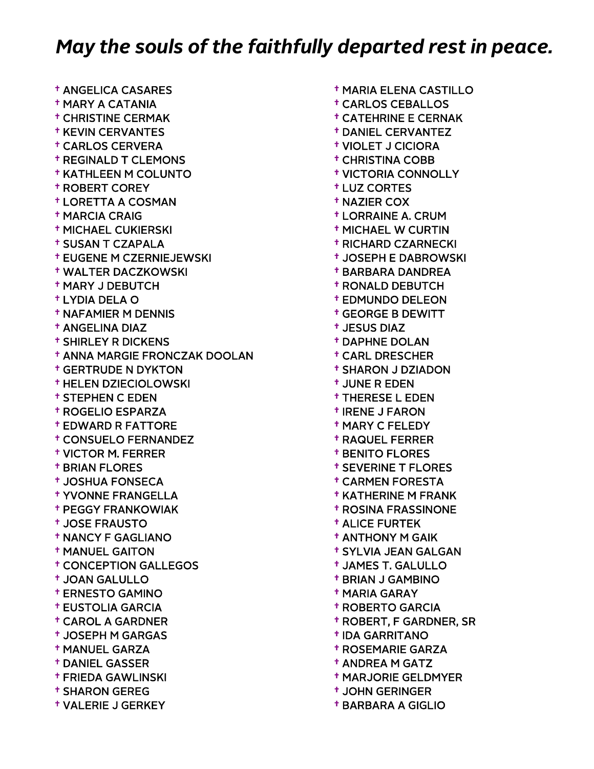## *May the souls of the faithfully departed rest in peace.*

- † ANGELICA CASARES
- † MARY A CATANIA
- † CHRISTINE CERMAK
- † KEVIN CERVANTES
- † CARLOS CERVERA
- † REGINALD T CLEMONS
- † KATHLEEN M COLUNTO
- † ROBERT COREY
- † LORETTA A COSMAN
- † MARCIA CRAIG
- † MICHAEL CUKIERSKI
- † SUSAN T CZAPALA
- † EUGENE M CZERNIEJEWSKI
- † WALTER DACZKOWSKI
- † MARY J DEBUTCH
- † LYDIA DELA O
- † NAFAMIER M DENNIS
- † ANGELINA DIAZ
- † SHIRLEY R DICKENS
- † ANNA MARGIE FRONCZAK DOOLAN
- † GERTRUDE N DYKTON
- † HELEN DZIECIOLOWSKI
- † STEPHEN C EDEN
- † ROGELIO ESPARZA
- † EDWARD R FATTORE
- † CONSUELO FERNANDEZ
- † VICTOR M. FERRER
- † BRIAN FLORES
- † JOSHUA FONSECA
- † YVONNE FRANGELLA
- † PEGGY FRANKOWIAK
- † JOSE FRAUSTO
- † NANCY F GAGLIANO
- † MANUEL GAITON
- † CONCEPTION GALLEGOS
- † JOAN GALULLO
- † ERNESTO GAMINO
- † EUSTOLIA GARCIA
- † CAROL A GARDNER
- † JOSEPH M GARGAS
- † MANUEL GARZA
- † DANIEL GASSER
- † FRIEDA GAWLINSKI
- † SHARON GEREG
- † VALERIE J GERKEY
- † MARIA ELENA CASTILLO
- † CARLOS CEBALLOS
- † CATEHRINE E CERNAK
- † DANIEL CERVANTEZ
- † VIOLET J CICIORA
- † CHRISTINA COBB
- † VICTORIA CONNOLLY
- † LUZ CORTES
- † NAZIER COX
- † LORRAINE A. CRUM
- † MICHAEL W CURTIN
- † RICHARD CZARNECKI
- † JOSEPH E DABROWSKI
- † BARBARA DANDREA
- † RONALD DEBUTCH
- † EDMUNDO DELEON
- † GEORGE B DEWITT
- † JESUS DIAZ
- † DAPHNE DOLAN
- † CARL DRESCHER
- † SHARON J DZIADON
- † JUNE R EDEN
- † THERESE L EDEN
- † IRENE J FARON
- † MARY C FELEDY
- † RAQUEL FERRER
- † BENITO FLORES
- † SEVERINE T FLORES
- † CARMEN FORESTA
- † KATHERINE M FRANK
- † ROSINA FRASSINONE
- † ALICE FURTEK
- † ANTHONY M GAIK
- † SYLVIA JEAN GALGAN
- † JAMES T. GALULLO
- † BRIAN J GAMBINO
- † MARIA GARAY
- † ROBERTO GARCIA
- † ROBERT, F GARDNER, SR
- † IDA GARRITANO
- † ROSEMARIE GARZA
- † ANDREA M GATZ
- † MARJORIE GELDMYER
- † JOHN GERINGER
- † BARBARA A GIGLIO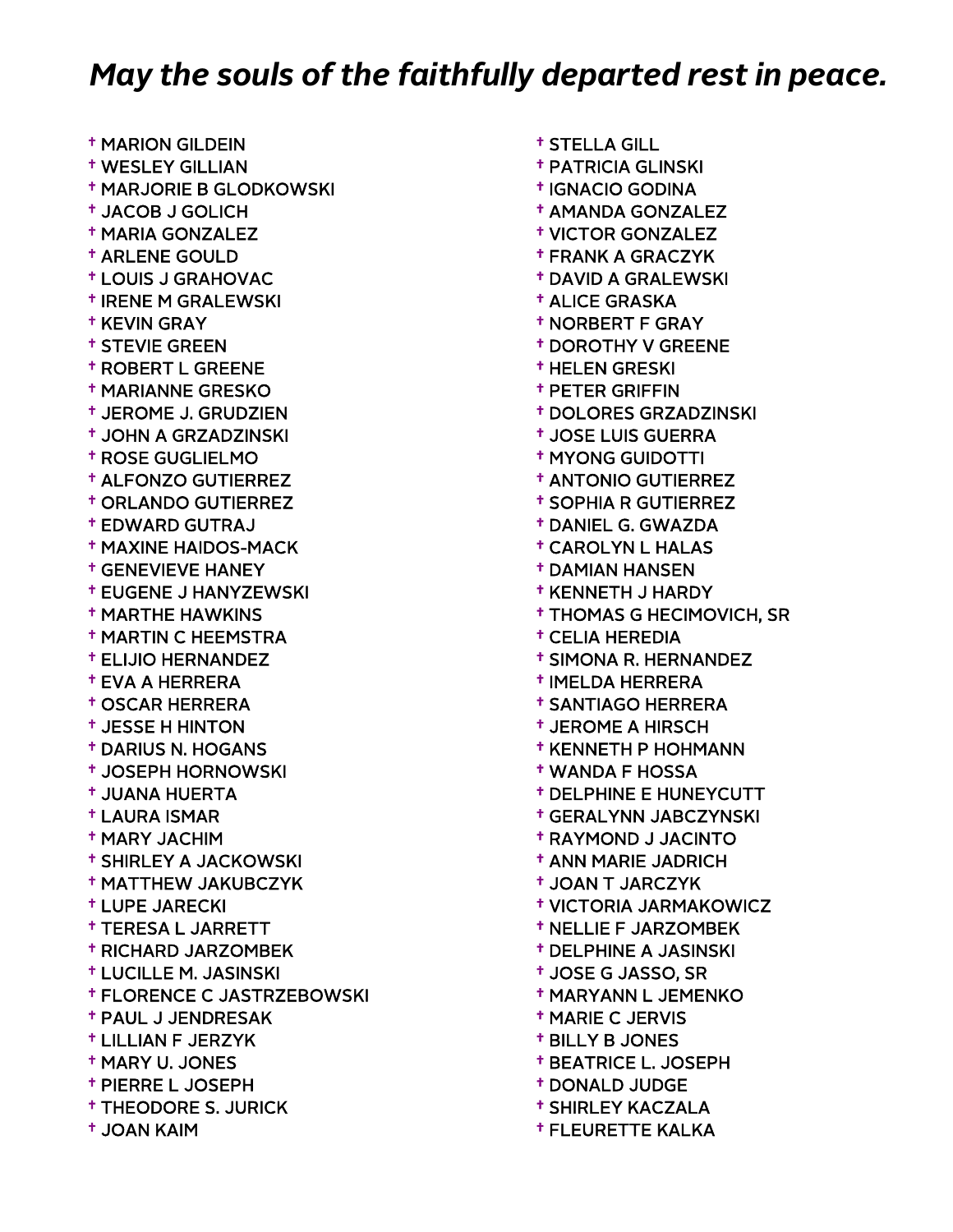*May the souls of the faithfully departed rest in peace.*

- † MARION GILDEIN
- † WESLEY GILLIAN
- † MARJORIE B GLODKOWSKI
- † JACOB J GOLICH
- † MARIA GONZALEZ
- † ARLENE GOULD
- † LOUIS J GRAHOVAC
- † IRENE M GRALEWSKI
- † KEVIN GRAY
- † STEVIE GREEN
- † ROBERT L GREENE
- † MARIANNE GRESKO
- † JEROME J. GRUDZIEN
- † JOHN A GRZADZINSKI
- † ROSE GUGLIELMO
- † ALFONZO GUTIERREZ
- † ORLANDO GUTIERREZ
- † EDWARD GUTRAJ
- † MAXINE HAIDOS-MACK
- † GENEVIEVE HANEY
- † EUGENE J HANYZEWSKI
- † MARTHE HAWKINS
- † MARTIN C HEEMSTRA
- † ELIJIO HERNANDEZ
- † EVA A HERRERA
- † OSCAR HERRERA
- † JESSE H HINTON
- † DARIUS N. HOGANS
- † JOSEPH HORNOWSKI
- † JUANA HUERTA
- † LAURA ISMAR
- † MARY JACHIM
- † SHIRLEY A JACKOWSKI
- † MATTHEW JAKUBCZYK
- † LUPE JARECKI
- † TERESA L JARRETT
- † RICHARD JARZOMBEK
- † LUCILLE M. JASINSKI
- † FLORENCE C JASTRZEBOWSKI
- † PAUL J JENDRESAK
- † LILLIAN F JERZYK
- † MARY U. JONES
- † PIERRE L JOSEPH
- † THEODORE S. JURICK
- † JOAN KAIM
- † STELLA GILL
- † PATRICIA GLINSKI
- † IGNACIO GODINA
- † AMANDA GONZALEZ
- † VICTOR GONZALEZ
- † FRANK A GRACZYK
- † DAVID A GRALEWSKI
- † ALICE GRASKA
- † NORBERT F GRAY
- † DOROTHY V GREENE
- † HELEN GRESKI
- † PETER GRIFFIN
- † DOLORES GRZADZINSKI
- † JOSE LUIS GUERRA
- † MYONG GUIDOTTI
- † ANTONIO GUTIERREZ
- † SOPHIA R GUTIERREZ
- † DANIEL G. GWAZDA
- † CAROLYN L HALAS
- † DAMIAN HANSEN
- † KENNETH J HARDY
- † THOMAS G HECIMOVICH, SR
- † CELIA HEREDIA
- † SIMONA R. HERNANDEZ
- † IMELDA HERRERA
- † SANTIAGO HERRERA
- † JEROME A HIRSCH
- † KENNETH P HOHMANN
- † WANDA F HOSSA
- † DELPHINE E HUNEYCUTT
- † GERALYNN JABCZYNSKI
- † RAYMOND J JACINTO
- † ANN MARIE JADRICH
- † JOAN T JARCZYK
- † VICTORIA JARMAKOWICZ
- † NELLIE F JARZOMBEK
- † DELPHINE A JASINSKI
- † JOSE G JASSO, SR
- † MARYANN L JEMENKO
- † MARIE C JERVIS
- † BILLY B JONES
- † BEATRICE L. JOSEPH
- † DONALD JUDGE
- † SHIRLEY KACZALA
- † FLEURETTE KALKA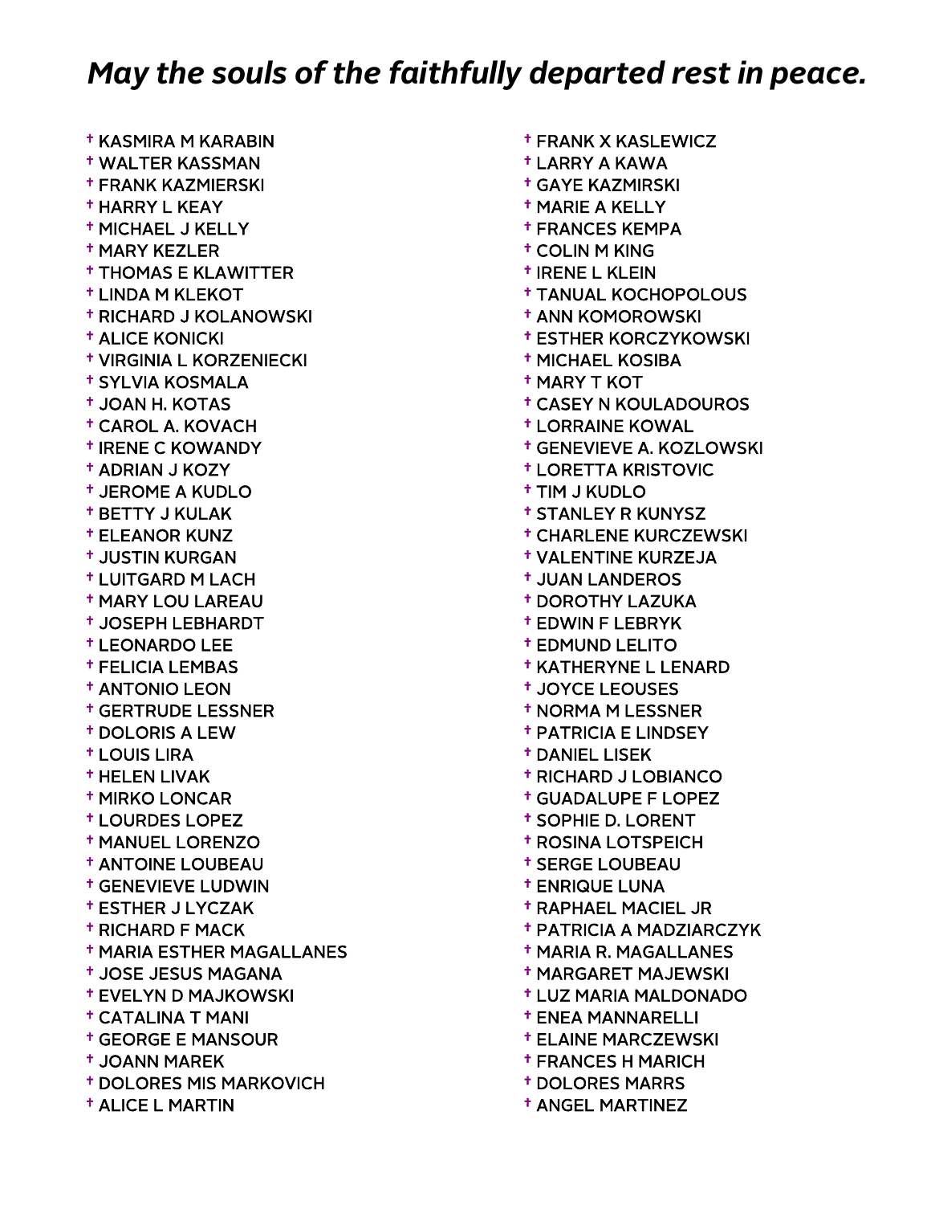## *May the souls of the faithfully departed rest in peace.*

- † KASMIRA M KARABIN
- † WALTER KASSMAN
- † FRANK KAZMIERSKI
- † HARRY L KEAY
- † MICHAEL J KELLY
- † MARY KEZLER
- † THOMAS E KLAWITTER
- † LINDA M KLEKOT
- † RICHARD J KOLANOWSKI
- † ALICE KONICKI
- † VIRGINIA L KORZENIECKI
- † SYLVIA KOSMALA
- † JOAN H. KOTAS
- † CAROL A. KOVACH
- † IRENE C KOWANDY
- † ADRIAN J KOZY
- † JEROME A KUDLO
- † BETTY J KULAK
- † ELEANOR KUNZ
- † JUSTIN KURGAN
- † LUITGARD M LACH
- † MARY LOU LAREAU
- † JOSEPH LEBHARDT
- † LEONARDO LEE
- † FELICIA LEMBAS
- † ANTONIO LEON
- † GERTRUDE LESSNER
- † DOLORIS A LEW
- † LOUIS LIRA
- † HELEN LIVAK
- † MIRKO LONCAR
- † LOURDES LOPEZ
- † MANUEL LORENZO
- † ANTOINE LOUBEAU
- † GENEVIEVE LUDWIN
- † ESTHER J LYCZAK
- † RICHARD F MACK
- † MARIA ESTHER MAGALLANES
- † JOSE JESUS MAGANA
- † EVELYN D MAJKOWSKI
- † CATALINA T MANI
- † GEORGE E MANSOUR
- † JOANN MAREK
- † DOLORES MIS MARKOVICH
- † ALICE L MARTIN
- † FRANK X KASLEWICZ
- † LARRY A KAWA
- † GAYE KAZMIRSKI
- † MARIE A KELLY
- † FRANCES KEMPA
- † COLIN M KING
- † IRENE L KLEIN
- † TANUAL KOCHOPOLOUS
- † ANN KOMOROWSKI
- † ESTHER KORCZYKOWSKI
- † MICHAEL KOSIBA
- † MARY T KOT
- † CASEY N KOULADOUROS
- † LORRAINE KOWAL
- † GENEVIEVE A. KOZLOWSKI
- † LORETTA KRISTOVIC
- † TIM J KUDLO
- † STANLEY R KUNYSZ
- † CHARLENE KURCZEWSKI
- † VALENTINE KURZEJA
- † JUAN LANDEROS
- † DOROTHY LAZUKA
- † EDWIN F LEBRYK
- † EDMUND LELITO
- † KATHERYNE L LENARD
- † JOYCE LEOUSES
- † NORMA M LESSNER
- † PATRICIA E LINDSEY
- † DANIEL LISEK
- † RICHARD J LOBIANCO
- † GUADALUPE F LOPEZ
- † SOPHIE D. LORENT
- † ROSINA LOTSPEICH
- † SERGE LOUBEAU
- † ENRIQUE LUNA
- † RAPHAEL MACIEL JR
- † PATRICIA A MADZIARCZYK
- † MARIA R. MAGALLANES
- † MARGARET MAJEWSKI
- † LUZ MARIA MALDONADO
- † ENEA MANNARELLI
- † ELAINE MARCZEWSKI
- † FRANCES H MARICH
- † DOLORES MARRS
- † ANGEL MARTINEZ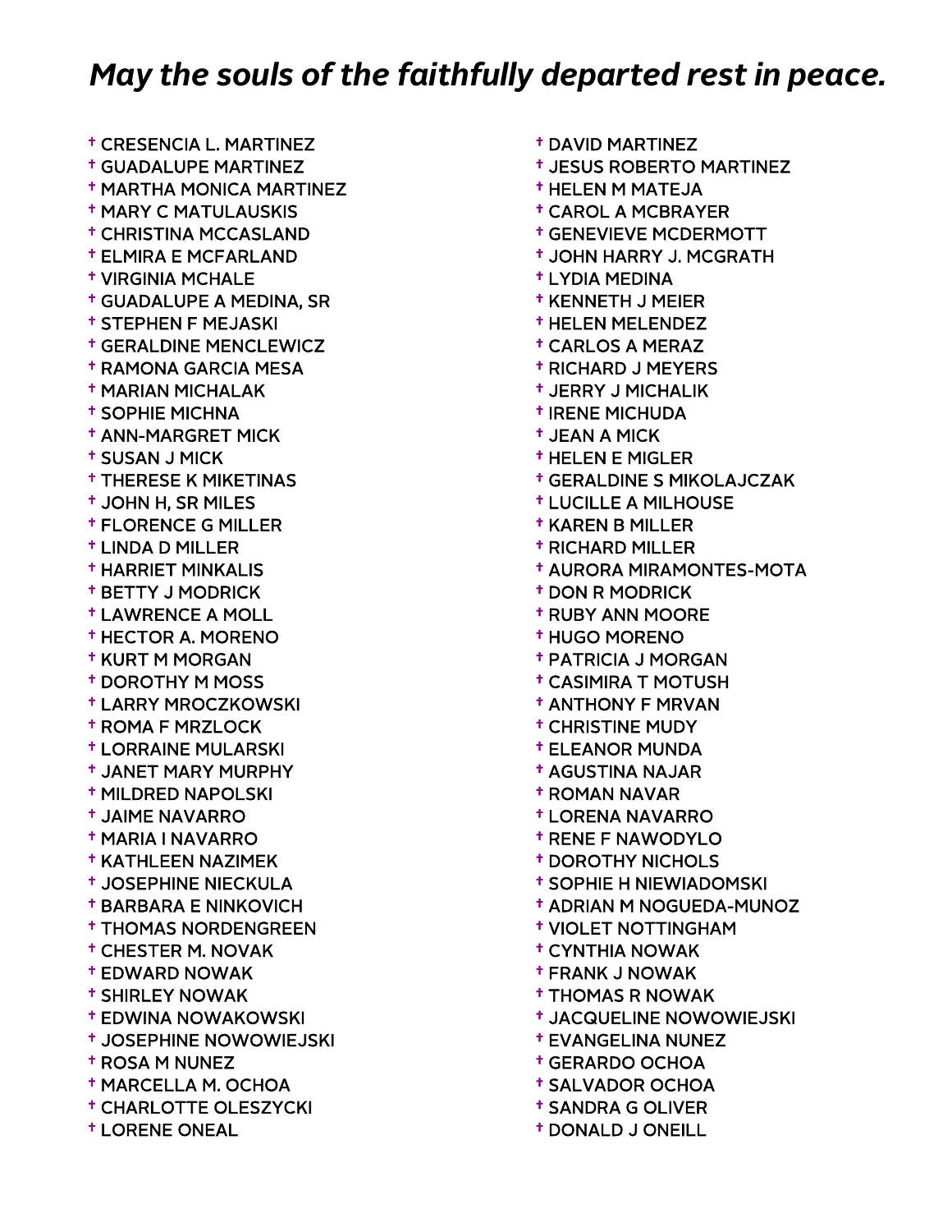## *May the souls of the faithfully departed rest in peace.*

- † CRESENCIA L. MARTINEZ
- † GUADALUPE MARTINEZ
- † MARTHA MONICA MARTINEZ
- † MARY C MATULAUSKIS
- † CHRISTINA MCCASLAND
- † ELMIRA E MCFARLAND
- † VIRGINIA MCHALE
- † GUADALUPE A MEDINA, SR
- † STEPHEN F MEJASKI
- † GERALDINE MENCLEWICZ
- † RAMONA GARCIA MESA
- † MARIAN MICHALAK
- † SOPHIE MICHNA
- † ANN-MARGRET MICK
- † SUSAN J MICK
- † THERESE K MIKETINAS
- † JOHN H, SR MILES
- † FLORENCE G MILLER
- † LINDA D MILLER
- † HARRIET MINKALIS
- † BETTY J MODRICK
- † LAWRENCE A MOLL
- † HECTOR A. MORENO
- † KURT M MORGAN
- † DOROTHY M MOSS
- † LARRY MROCZKOWSKI
- † ROMA F MRZLOCK
- † LORRAINE MULARSKI
- † JANET MARY MURPHY
- † MILDRED NAPOLSKI
- † JAIME NAVARRO
- † MARIA I NAVARRO
- † KATHLEEN NAZIMEK
- † JOSEPHINE NIECKULA
- † BARBARA E NINKOVICH
- † THOMAS NORDENGREEN
- † CHESTER M. NOVAK
- † EDWARD NOWAK
- † SHIRLEY NOWAK
- † EDWINA NOWAKOWSKI
- † JOSEPHINE NOWOWIEJSKI
- † ROSA M NUNEZ
- † MARCELLA M. OCHOA
- † CHARLOTTE OLESZYCKI
- † LORENE ONEAL
- † DAVID MARTINEZ
- † JESUS ROBERTO MARTINEZ
- † HELEN M MATEJA
- † CAROL A MCBRAYER
- † GENEVIEVE MCDERMOTT
- † JOHN HARRY J. MCGRATH
- † LYDIA MEDINA
- † KENNETH J MEIER
- † HELEN MELENDEZ
- † CARLOS A MERAZ
- † RICHARD J MEYERS
- † JERRY J MICHALIK
- † IRENE MICHUDA
- † JEAN A MICK
- † HELEN E MIGLER
- † GERALDINE S MIKOLAJCZAK
- † LUCILLE A MILHOUSE
- † KAREN B MILLER
- † RICHARD MILLER
- † AURORA MIRAMONTES-MOTA
- † DON R MODRICK
- † RUBY ANN MOORE
- † HUGO MORENO
- † PATRICIA J MORGAN
- † CASIMIRA T MOTUSH
- † ANTHONY F MRVAN
- † CHRISTINE MUDY
- † ELEANOR MUNDA
- † AGUSTINA NAJAR
- † ROMAN NAVAR
- † LORENA NAVARRO
- † RENE F NAWODYLO
- † DOROTHY NICHOLS
- † SOPHIE H NIEWIADOMSKI
- † ADRIAN M NOGUEDA-MUNOZ
- † VIOLET NOTTINGHAM
- † CYNTHIA NOWAK
- † FRANK J NOWAK
- † THOMAS R NOWAK
- † JACQUELINE NOWOWIEJSKI
- † EVANGELINA NUNEZ
- † GERARDO OCHOA
- † SALVADOR OCHOA
- † SANDRA G OLIVER
- † DONALD J ONEILL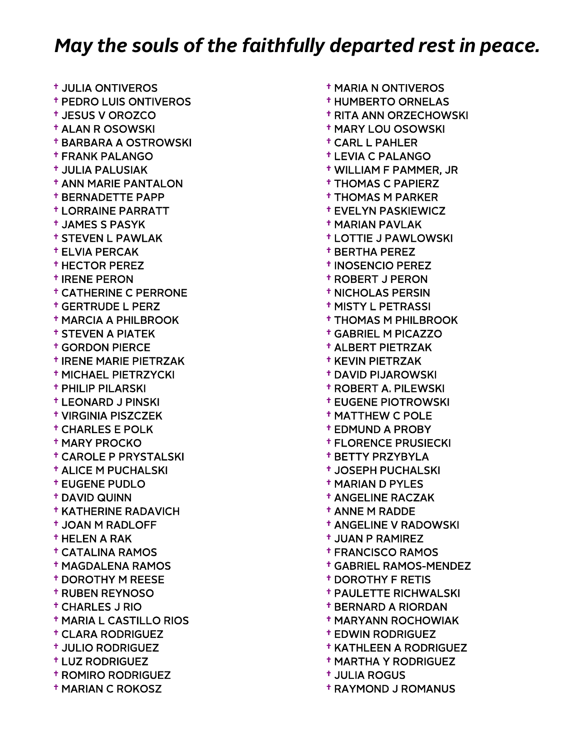## *May the souls of the faithfully departed rest in peace.*

- † JULIA ONTIVEROS
- † PEDRO LUIS ONTIVEROS
- † JESUS V OROZCO
- † ALAN R OSOWSKI
- † BARBARA A OSTROWSKI
- † FRANK PALANGO
- † JULIA PALUSIAK
- † ANN MARIE PANTALON
- † BERNADETTE PAPP
- † LORRAINE PARRATT
- † JAMES S PASYK
- † STEVEN L PAWLAK
- † ELVIA PERCAK
- † HECTOR PEREZ
- † IRENE PERON
- † CATHERINE C PERRONE
- † GERTRUDE L PERZ
- † MARCIA A PHILBROOK
- † STEVEN A PIATEK
- † GORDON PIERCE
- † IRENE MARIE PIETRZAK
- † MICHAEL PIETRZYCKI
- † PHILIP PILARSKI
- † LEONARD J PINSKI
- † VIRGINIA PISZCZEK
- † CHARLES E POLK
- † MARY PROCKO
- † CAROLE P PRYSTALSKI
- † ALICE M PUCHALSKI
- † EUGENE PUDLO
- † DAVID QUINN
- † KATHERINE RADAVICH
- † JOAN M RADLOFF
- † HELEN A RAK
- † CATALINA RAMOS
- † MAGDALENA RAMOS
- † DOROTHY M REESE
- † RUBEN REYNOSO
- † CHARLES J RIO
- † MARIA L CASTILLO RIOS
- † CLARA RODRIGUEZ
- † JULIO RODRIGUEZ
- † LUZ RODRIGUEZ
- † ROMIRO RODRIGUEZ
- † MARIAN C ROKOSZ
- † MARIA N ONTIVEROS
- † HUMBERTO ORNELAS
- † RITA ANN ORZECHOWSKI
- † MARY LOU OSOWSKI
- † CARL L PAHLER
- † LEVIA C PALANGO
- † WILLIAM F PAMMER, JR
- † THOMAS C PAPIERZ
- † THOMAS M PARKER
- † EVELYN PASKIEWICZ
- † MARIAN PAVLAK
- † LOTTIE J PAWLOWSKI
- † BERTHA PEREZ
- † INOSENCIO PEREZ
- † ROBERT J PERON
- † NICHOLAS PERSIN
- † MISTY L PETRASSI
- † THOMAS M PHILBROOK
- † GABRIEL M PICAZZO
- † ALBERT PIETRZAK
- † KEVIN PIETRZAK
- † DAVID PIJAROWSKI
- † ROBERT A. PILEWSKI
- † EUGENE PIOTROWSKI
- † MATTHEW C POLE
- † EDMUND A PROBY
- † FLORENCE PRUSIECKI
- † BETTY PRZYBYLA
- † JOSEPH PUCHALSKI
- † MARIAN D PYLES
- † ANGELINE RACZAK
- † ANNE M RADDE
- † ANGELINE V RADOWSKI
- † JUAN P RAMIREZ
- † FRANCISCO RAMOS
- † GABRIEL RAMOS-MENDEZ
- † DOROTHY F RETIS
- † PAULETTE RICHWALSKI
- † BERNARD A RIORDAN
- † MARYANN ROCHOWIAK
- † EDWIN RODRIGUEZ
- † KATHLEEN A RODRIGUEZ
- † MARTHA Y RODRIGUEZ
- † JULIA ROGUS
- † RAYMOND J ROMANUS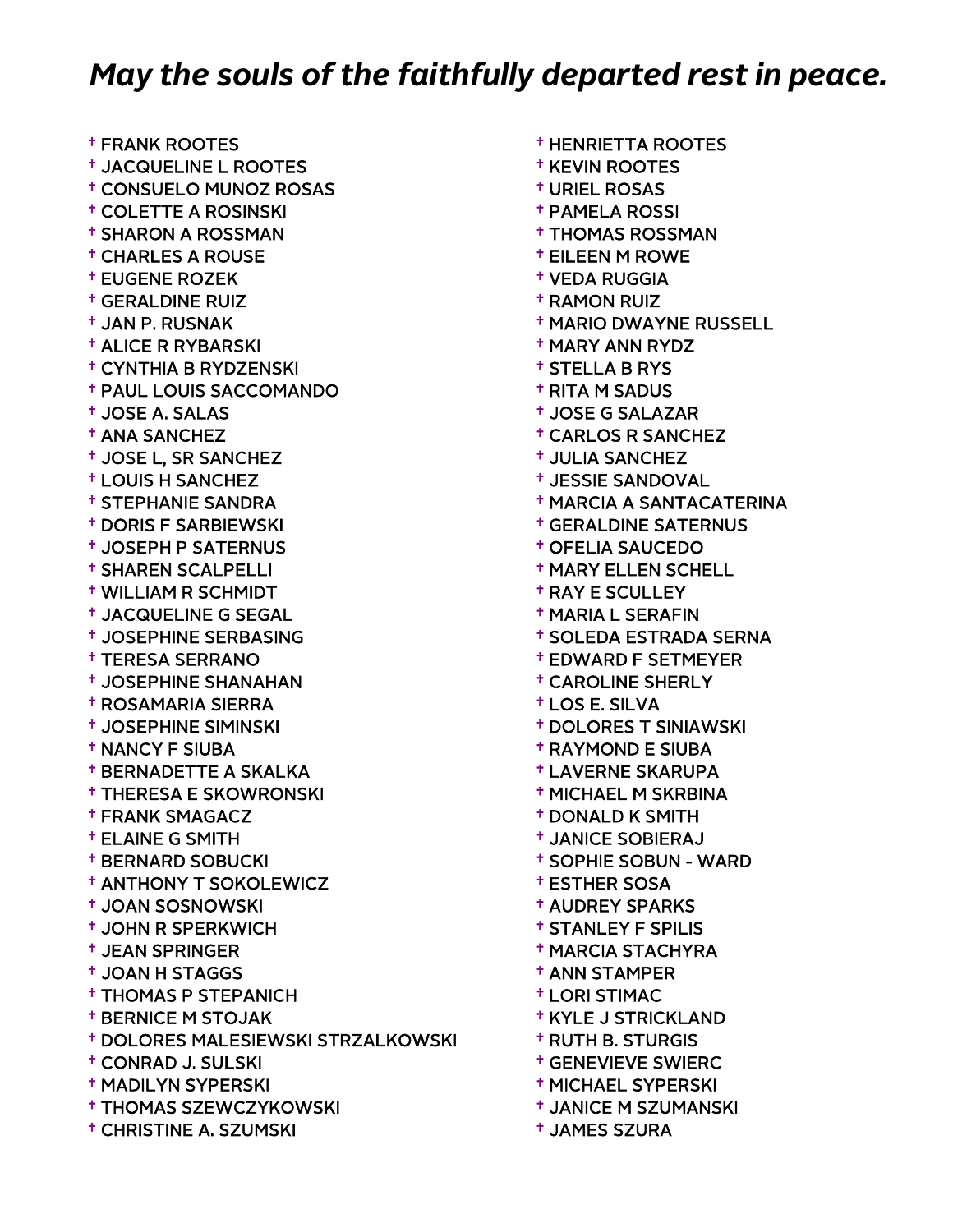# *May the souls of the faithfully departed rest in peace.*

- † FRANK ROOTES
- † JACQUELINE L ROOTES
- † CONSUELO MUNOZ ROSAS
- † COLETTE A ROSINSKI
- † SHARON A ROSSMAN
- † CHARLES A ROUSE
- † EUGENE ROZEK
- † GERALDINE RUIZ
- † JAN P. RUSNAK
- † ALICE R RYBARSKI
- † CYNTHIA B RYDZENSKI
- † PAUL LOUIS SACCOMANDO
- † JOSE A. SALAS
- † ANA SANCHEZ
- † JOSE L, SR SANCHEZ
- † LOUIS H SANCHEZ
- † STEPHANIE SANDRA
- † DORIS F SARBIEWSKI
- † JOSEPH P SATERNUS
- † SHAREN SCALPELLI
- † WILLIAM R SCHMIDT
- † JACQUELINE G SEGAL
- † JOSEPHINE SERBASING
- † TERESA SERRANO
- † JOSEPHINE SHANAHAN
- † ROSAMARIA SIERRA
- † JOSEPHINE SIMINSKI
- † NANCY F SIUBA
- † BERNADETTE A SKALKA
- † THERESA E SKOWRONSKI
- † FRANK SMAGACZ
- † ELAINE G SMITH
- † BERNARD SOBUCKI
- † ANTHONY T SOKOLEWICZ
- † JOAN SOSNOWSKI
- † JOHN R SPERKWICH
- † JEAN SPRINGER
- † JOAN H STAGGS
- † THOMAS P STEPANICH
- † BERNICE M STOJAK
- † DOLORES MALESIEWSKI STRZALKOWSKI
- † CONRAD J. SULSKI
- † MADILYN SYPERSKI
- † THOMAS SZEWCZYKOWSKI
- † CHRISTINE A. SZUMSKI
- † HENRIETTA ROOTES
- † KEVIN ROOTES
- † URIEL ROSAS
- † PAMELA ROSSI
- † THOMAS ROSSMAN
- † EILEEN M ROWE
- † VEDA RUGGIA
- † RAMON RUIZ
- † MARIO DWAYNE RUSSELL
- † MARY ANN RYDZ
- † STELLA B RYS
- † RITA M SADUS
- † JOSE G SALAZAR
- † CARLOS R SANCHEZ
- † JULIA SANCHEZ
- † JESSIE SANDOVAL
- † MARCIA A SANTACATERINA
- † GERALDINE SATERNUS
- † OFELIA SAUCEDO
- † MARY ELLEN SCHELL
- † RAY E SCULLEY
- † MARIA L SERAFIN
- † SOLEDA ESTRADA SERNA
- † EDWARD F SETMEYER
- † CAROLINE SHERLY
- † LOS E. SILVA
- † DOLORES T SINIAWSKI
- † RAYMOND E SIUBA
- † LAVERNE SKARUPA
- † MICHAEL M SKRBINA
- † DONALD K SMITH
- † JANICE SOBIERAJ
- † SOPHIE SOBUN - WARD
- † ESTHER SOSA
- † AUDREY SPARKS
- † STANLEY F SPILIS
- † MARCIA STACHYRA
- † ANN STAMPER
- † LORI STIMAC
- † KYLE J STRICKLAND
- † RUTH B. STURGIS
- † GENEVIEVE SWIERC
- † MICHAEL SYPERSKI
- † JANICE M SZUMANSKI
- † JAMES SZURA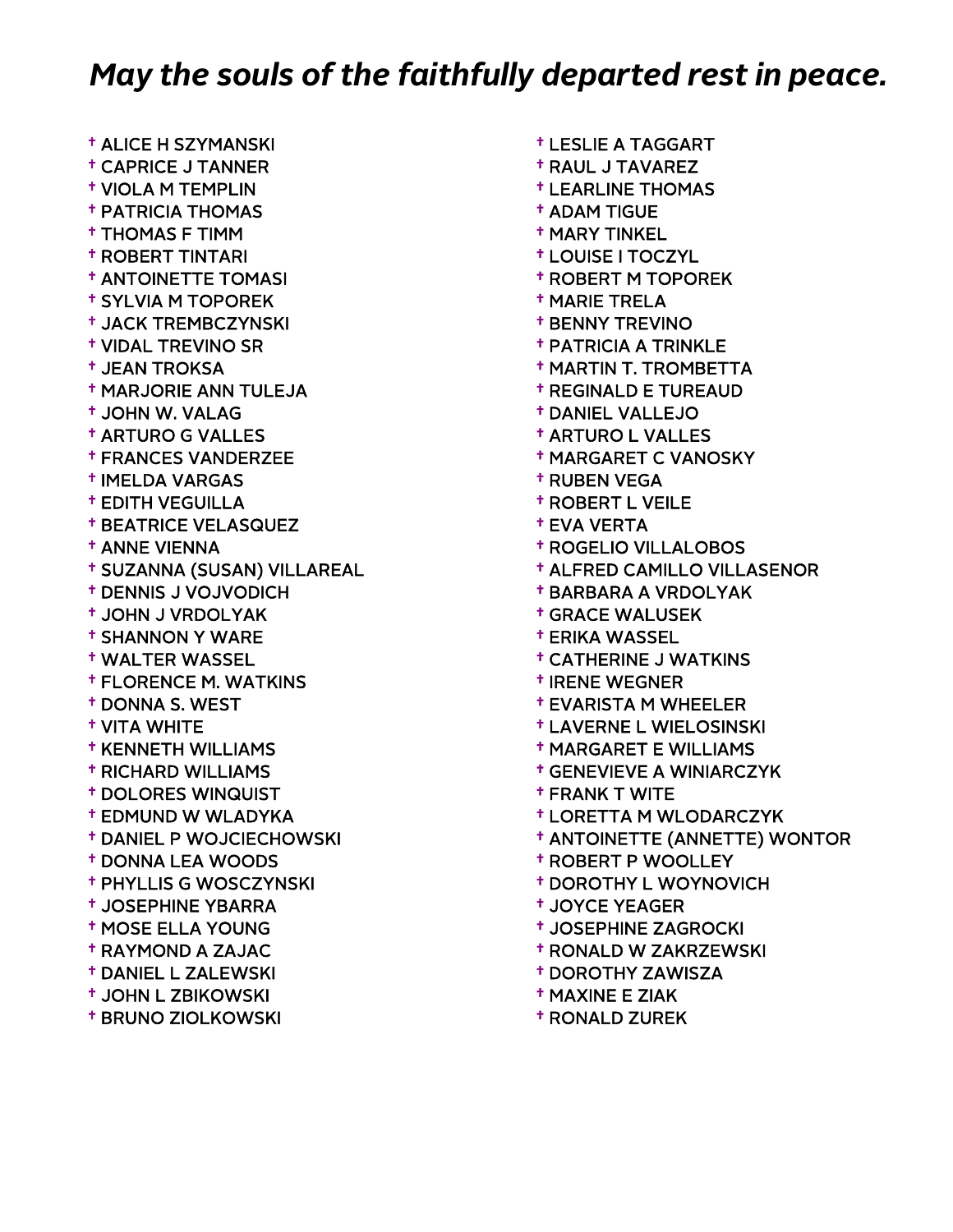*May the souls of the faithfully departed rest in peace.*

- † ALICE H SZYMANSKI
- † CAPRICE J TANNER
- † VIOLA M TEMPLIN
- † PATRICIA THOMAS
- † THOMAS F TIMM
- † ROBERT TINTARI
- † ANTOINETTE TOMASI
- † SYLVIA M TOPOREK
- † JACK TREMBCZYNSKI
- † VIDAL TREVINO SR
- † JEAN TROKSA
- † MARJORIE ANN TULEJA
- † JOHN W. VALAG
- † ARTURO G VALLES
- † FRANCES VANDERZEE
- † IMELDA VARGAS
- † EDITH VEGUILLA
- † BEATRICE VELASQUEZ
- † ANNE VIENNA
- † SUZANNA (SUSAN) VILLAREAL
- † DENNIS J VOJVODICH
- † JOHN J VRDOLYAK
- † SHANNON Y WARE
- † WALTER WASSEL
- † FLORENCE M. WATKINS
- † DONNA S. WEST
- † VITA WHITE
- † KENNETH WILLIAMS
- † RICHARD WILLIAMS
- † DOLORES WINQUIST
- † EDMUND W WLADYKA
- † DANIEL P WOJCIECHOWSKI
- † DONNA LEA WOODS
- † PHYLLIS G WOSCZYNSKI
- † JOSEPHINE YBARRA
- † MOSE ELLA YOUNG
- † RAYMOND A ZAJAC
- † DANIEL L ZALEWSKI
- † JOHN L ZBIKOWSKI
- † BRUNO ZIOLKOWSKI
- † LESLIE A TAGGART
- † RAUL J TAVAREZ
- † LEARLINE THOMAS
- † ADAM TIGUE
- † MARY TINKEL
- † LOUISE I TOCZYL
- † ROBERT M TOPOREK
- † MARIE TRELA
- † BENNY TREVINO
- † PATRICIA A TRINKLE
- † MARTIN T. TROMBETTA
- † REGINALD E TUREAUD
- † DANIEL VALLEJO
- † ARTURO L VALLES
- † MARGARET C VANOSKY
- † RUBEN VEGA
- † ROBERT L VEILE
- † EVA VERTA
- † ROGELIO VILLALOBOS
- † ALFRED CAMILLO VILLASENOR
- † BARBARA A VRDOLYAK
- † GRACE WALUSEK
- † ERIKA WASSEL
- † CATHERINE J WATKINS
- † IRENE WEGNER
- † EVARISTA M WHEELER
- † LAVERNE L WIELOSINSKI
- † MARGARET E WILLIAMS
- † GENEVIEVE A WINIARCZYK
- † FRANK T WITE
- † LORETTA M WLODARCZYK
- † ANTOINETTE (ANNETTE) WONTOR
- † ROBERT P WOOLLEY
- † DOROTHY L WOYNOVICH
- † JOYCE YEAGER
- † JOSEPHINE ZAGROCKI
- † RONALD W ZAKRZEWSKI
- † DOROTHY ZAWISZA
- † MAXINE E ZIAK
- † RONALD ZUREK